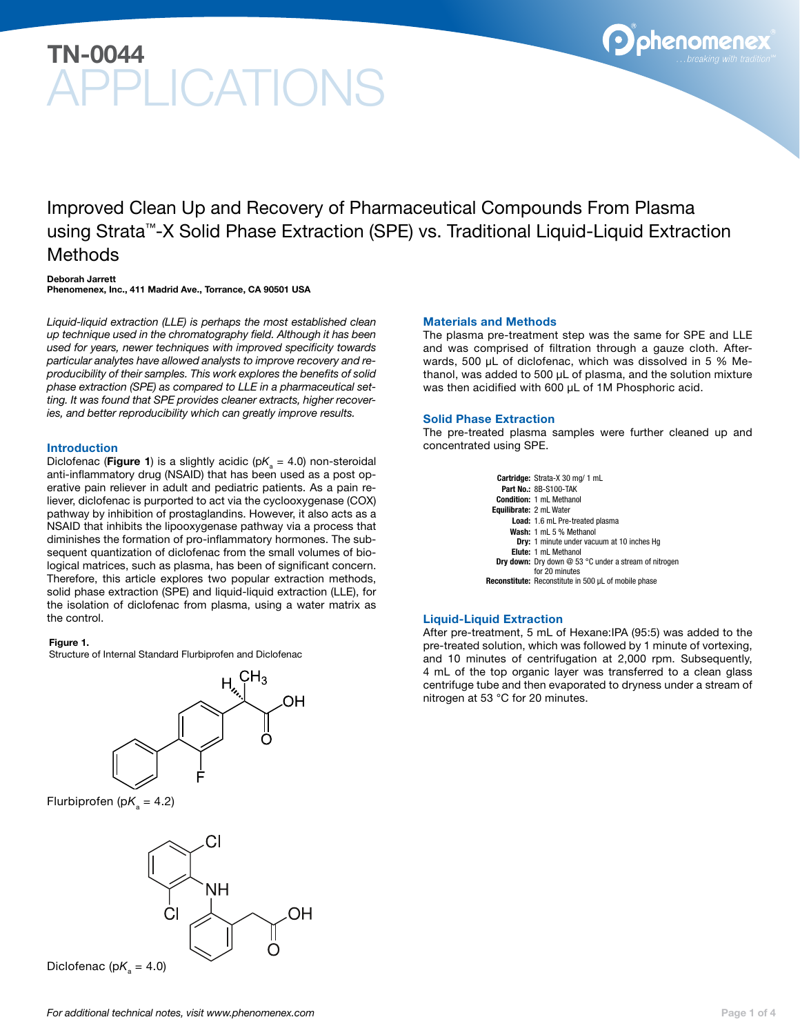# TN-0044 APPLICATIONS

## Improved Clean Up and Recovery of Pharmaceutical Compounds From Plasma using Strata™-X Solid Phase Extraction (SPE) vs. Traditional Liquid-Liquid Extraction Methods

**Deborah Jarrett**
**Phenomenex, Inc., 411 Madrid Ave., Torrance, CA 90501 USA**

*Liquid-liquid extraction (LLE) is perhaps the most established clean up technique used in the chromatography field. Although it has been used for years, newer techniques with improved specificity towards particular analytes have allowed analysts to improve recovery and reproducibility of their samples. This work explores the benefits of solid phase extraction (SPE) as compared to LLE in a pharmaceutical setting. It was found that SPE provides cleaner extracts, higher recoveries, and better reproducibility which can greatly improve results.*

### Introduction

Diclofenac (**Figure 1**) is a slightly acidic (p$K_a$ = 4.0) non-steroidal anti-inflammatory drug (NSAID) that has been used as a post operative pain reliever in adult and pediatric patients. As a pain reliever, diclofenac is purported to act via the cyclooxygenase (COX) pathway by inhibition of prostaglandins. However, it also acts as a NSAID that inhibits the lipooxygenase pathway via a process that diminishes the formation of pro-inflammatory hormones. The subsequent quantization of diclofenac from the small volumes of biological matrices, such as plasma, has been of significant concern. Therefore, this article explores two popular extraction methods, solid phase extraction (SPE) and liquid-liquid extraction (LLE), for the isolation of diclofenac from plasma, using a water matrix as the control.

**Figure 1.**
Structure of Internal Standard Flurbiprofen and Diclofenac

Flurbiprofen (p$K_a$ = 4.2)

Diclofenac (p$K_a$ = 4.0)

### Materials and Methods

The plasma pre-treatment step was the same for SPE and LLE and was comprised of filtration through a gauze cloth. Afterwards, 500 µL of diclofenac, which was dissolved in 5 % Methanol, was added to 500 µL of plasma, and the solution mixture was then acidified with 600 µL of 1M Phosphoric acid.

### Solid Phase Extraction

The pre-treated plasma samples were further cleaned up and concentrated using SPE.

**Cartridge:** Strata-X 30 mg/ 1 mL
**Part No.:** 8B-S100-TAK
**Condition:** 1 mL Methanol
**Equilibrate:** 2 mL Water
**Load:** 1.6 mL Pre-treated plasma
**Wash:** 1 mL 5 % Methanol
**Dry:** 1 minute under vacuum at 10 inches Hg
**Elute:** 1 mL Methanol
**Dry down:** Dry down @ 53 °C under a stream of nitrogen for 20 minutes
**Reconstitute:** Reconstitute in 500 µL of mobile phase

### Liquid-Liquid Extraction

After pre-treatment, 5 mL of Hexane:IPA (95:5) was added to the pre-treated solution, which was followed by 1 minute of vortexing, and 10 minutes of centrifugation at 2,000 rpm. Subsequently, 4 mL of the top organic layer was transferred to a clean glass centrifuge tube and then evaporated to dryness under a stream of nitrogen at 53 °C for 20 minutes.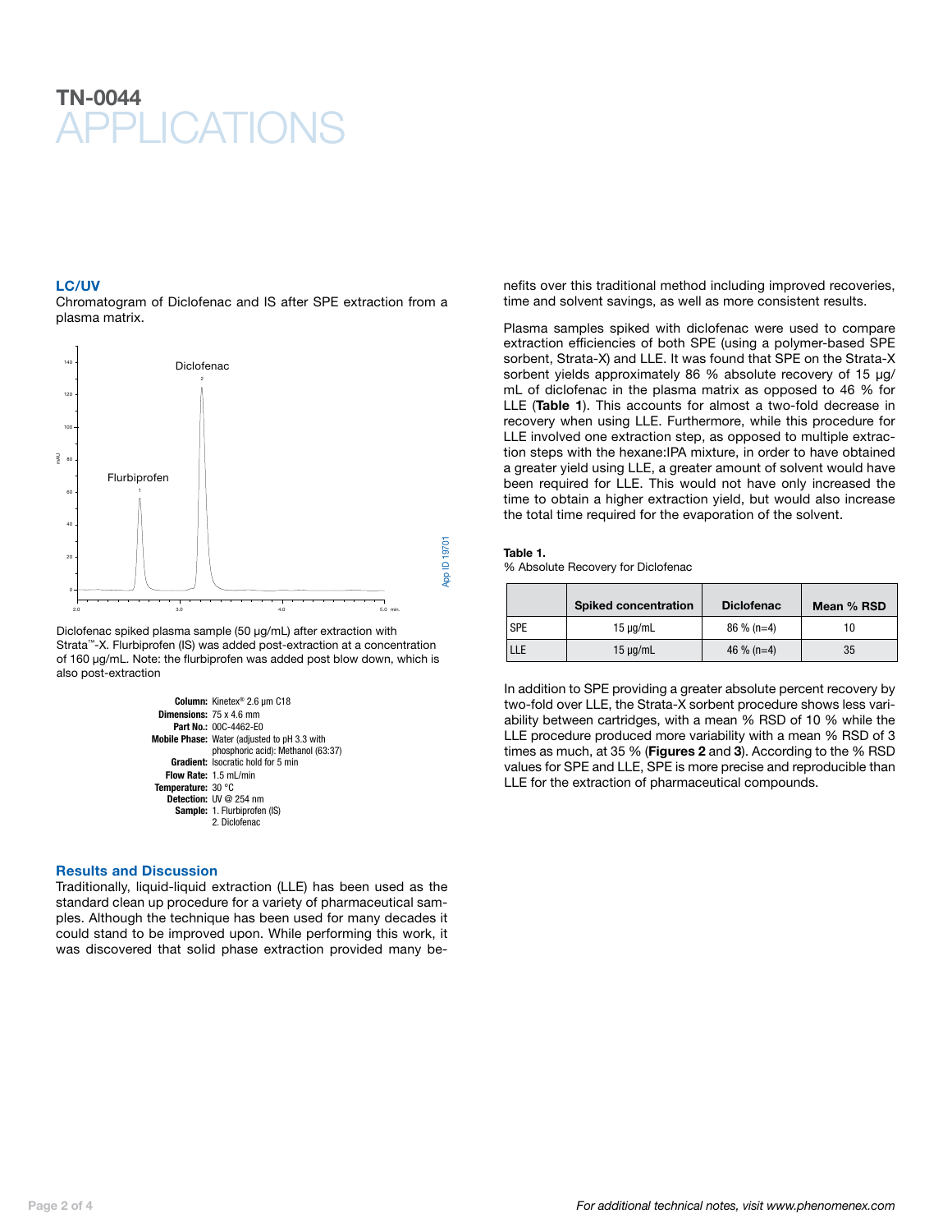# TN-0044 APPLICATIONS

## LC/UV

Chromatogram of Diclofenac and IS after SPE extraction from a plasma matrix.

Diclofenac spiked plasma sample (50 µg/mL) after extraction with Strata™-X. Flurbiprofen (IS) was added post-extraction at a concentration of 160 µg/mL. Note: the flurbiprofen was added post blow down, which is also post-extraction

**Column:** Kinetex® 2.6 µm C18
**Dimensions:** 75 x 4.6 mm
**Part No.:** 00C-4462-E0
**Mobile Phase:** Water (adjusted to pH 3.3 with phosphoric acid): Methanol (63:37)
**Gradient:** Isocratic hold for 5 min
**Flow Rate:** 1.5 mL/min
**Temperature:** 30 °C
**Detection:** UV @ 254 nm
**Sample:** 1. Flurbiprofen (IS)
2. Diclofenac

## Results and Discussion

Traditionally, liquid-liquid extraction (LLE) has been used as the standard clean up procedure for a variety of pharmaceutical samples. Although the technique has been used for many decades it could stand to be improved upon. While performing this work, it was discovered that solid phase extraction provided many benefits over this traditional method including improved recoveries, time and solvent savings, as well as more consistent results.

Plasma samples spiked with diclofenac were used to compare extraction efficiencies of both SPE (using a polymer-based SPE sorbent, Strata-X) and LLE. It was found that SPE on the Strata-X sorbent yields approximately 86 % absolute recovery of 15 µg/mL of diclofenac in the plasma matrix as opposed to 46 % for LLE (**Table 1**). This accounts for almost a two-fold decrease in recovery when using LLE. Furthermore, while this procedure for LLE involved one extraction step, as opposed to multiple extraction steps with the hexane:IPA mixture, in order to have obtained a greater yield using LLE, a greater amount of solvent would have been required for LLE. This would not have only increased the time to obtain a higher extraction yield, but would also increase the total time required for the evaporation of the solvent.

**Table 1.**
% Absolute Recovery for Diclofenac

| | Spiked concentration | Diclofenac | Mean % RSD |
|---|---|---|---|
| SPE | 15 µg/mL | 86 % (n=4) | 10 |
| LLE | 15 µg/mL | 46 % (n=4) | 35 |

In addition to SPE providing a greater absolute percent recovery by two-fold over LLE, the Strata-X sorbent procedure shows less variability between cartridges, with a mean % RSD of 10 % while the LLE procedure produced more variability with a mean % RSD of 3 times as much, at 35 % (**Figures 2** and **3**). According to the % RSD values for SPE and LLE, SPE is more precise and reproducible than LLE for the extraction of pharmaceutical compounds.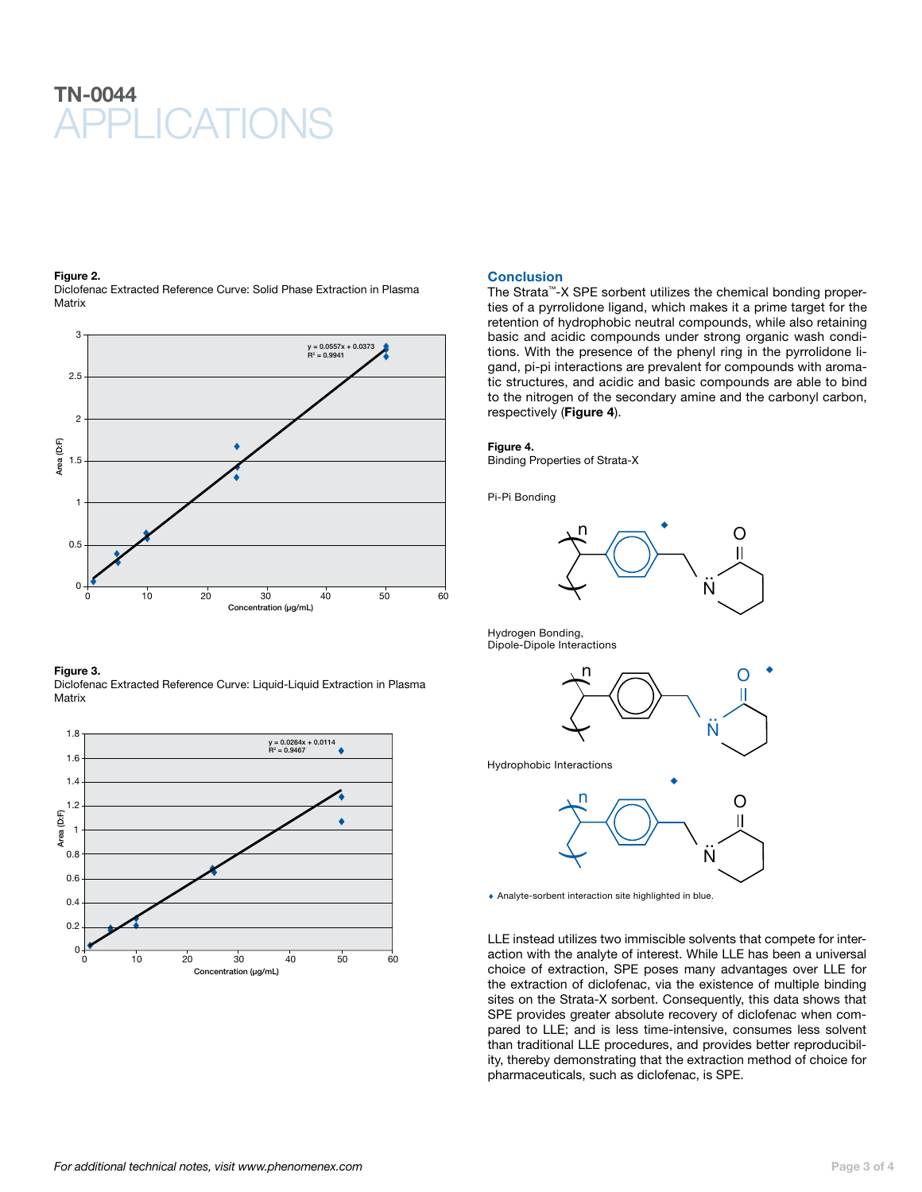**Figure 2.**
Diclofenac Extracted Reference Curve: Solid Phase Extraction in Plasma Matrix

$y = 0.0557x + 0.0373$
$R^2 = 0.9941$

**Figure 3.**
Diclofenac Extracted Reference Curve: Liquid-Liquid Extraction in Plasma Matrix

$y = 0.0264x + 0.0114$
$R^2 = 0.9467$

## Conclusion

The Strata™-X SPE sorbent utilizes the chemical bonding properties of a pyrrolidone ligand, which makes it a prime target for the retention of hydrophobic neutral compounds, while also retaining basic and acidic compounds under strong organic wash conditions. With the presence of the phenyl ring in the pyrrolidone ligand, pi-pi interactions are prevalent for compounds with aromatic structures, and acidic and basic compounds are able to bind to the nitrogen of the secondary amine and the carbonyl carbon, respectively (**Figure 4**).

**Figure 4.**
Binding Properties of Strata-X

Pi-Pi Bonding

Hydrogen Bonding, Dipole-Dipole Interactions

Hydrophobic Interactions

♦ Analyte-sorbent interaction site highlighted in blue.

LLE instead utilizes two immiscible solvents that compete for interaction with the analyte of interest. While LLE has been a universal choice of extraction, SPE poses many advantages over LLE for the extraction of diclofenac, via the existence of multiple binding sites on the Strata-X sorbent. Consequently, this data shows that SPE provides greater absolute recovery of diclofenac when compared to LLE; and is less time-intensive, consumes less solvent than traditional LLE procedures, and provides better reproducibility, thereby demonstrating that the extraction method of choice for pharmaceuticals, such as diclofenac, is SPE.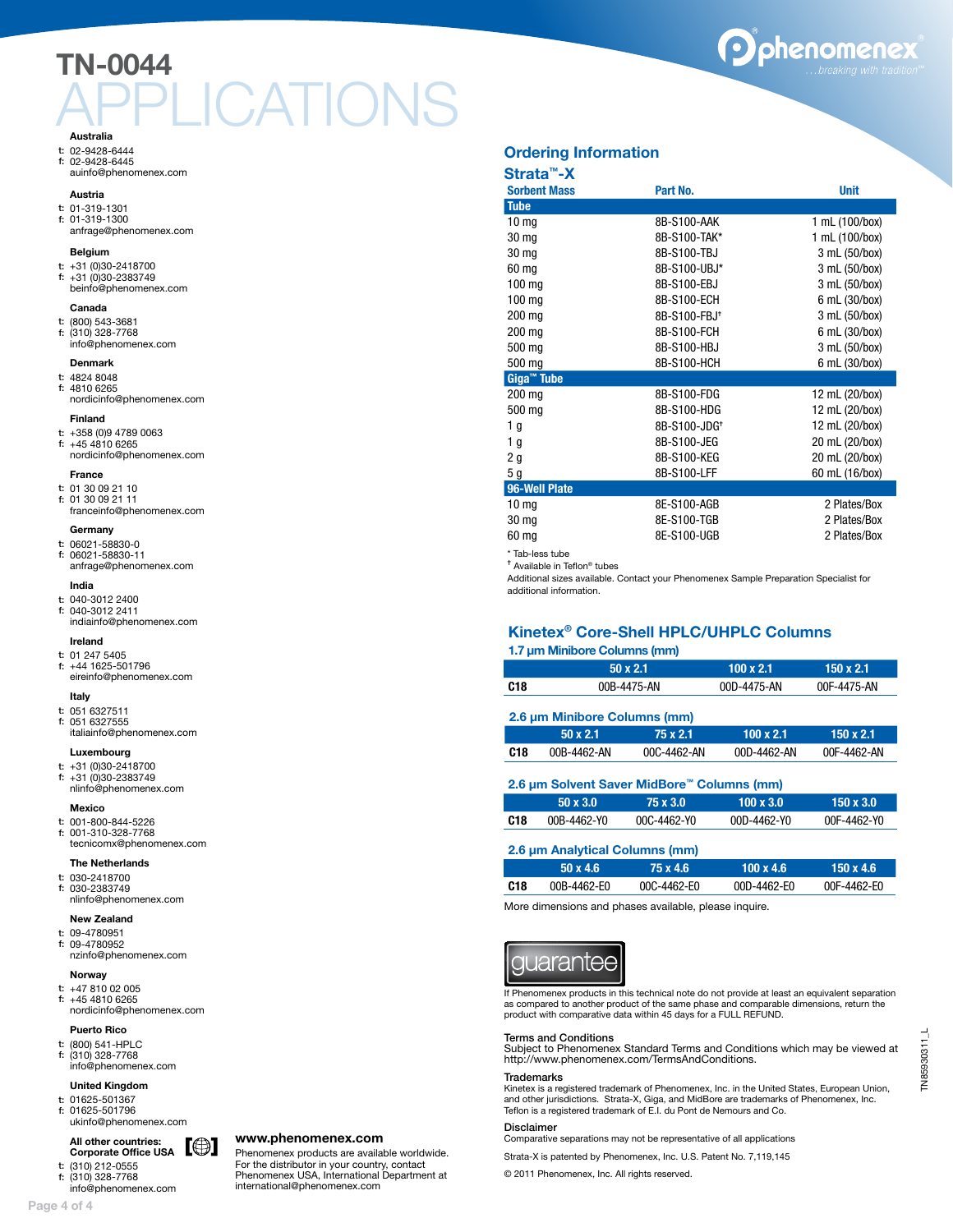# TN-0044

# APPLICATIONS

**Australia**
t: 02-9428-6444
f: 02-9428-6445
auinfo@phenomenex.com

**Austria**
t: 01-319-1301
f: 01-319-1300
anfrage@phenomenex.com

**Belgium**
t: +31 (0)30-2418700
f: +31 (0)30-2383749
beinfo@phenomenex.com

**Canada**
t: (800) 543-3681
f: (310) 328-7768
info@phenomenex.com

**Denmark**
t: 4824 8048
f: 4810 6265
nordicinfo@phenomenex.com

**Finland**
t: +358 (0)9 4789 0063
f: +45 4810 6265
nordicinfo@phenomenex.com

**France**
t: 01 30 09 21 10
f: 01 30 09 21 11
franceinfo@phenomenex.com

**Germany**
t: 06021-58830-0
f: 06021-58830-11
anfrage@phenomenex.com

**India**
t: 040-3012 2400
f: 040-3012 2411
indiainfo@phenomenex.com

**Ireland**
t: 01 247 5405
f: +44 1625-501796
eireinfo@phenomenex.com

**Italy**
t: 051 6327511
f: 051 6327555
italiainfo@phenomenex.com

**Luxembourg**
t: +31 (0)30-2418700
f: +31 (0)30-2383749
nlinfo@phenomenex.com

**Mexico**
t: 001-800-844-5226
f: 001-310-328-7768
tecnicomx@phenomenex.com

**The Netherlands**
t: 030-2418700
f: 030-2383749
nlinfo@phenomenex.com

**New Zealand**
t: 09-4780951
f: 09-4780952
nzinfo@phenomenex.com

**Norway**
t: +47 810 02 005
f: +45 4810 6265
nordicinfo@phenomenex.com

**Puerto Rico**
t: (800) 541-HPLC
f: (310) 328-7768
info@phenomenex.com

**United Kingdom**
t: 01625-501367
f: 01625-501796
ukinfo@phenomenex.com

**All other countries:**
**Corporate Office USA**
t: (310) 212-0555
f: (310) 328-7768
info@phenomenex.com

**www.phenomenex.com**
Phenomenex products are available worldwide. For the distributor in your country, contact Phenomenex USA, International Department at international@phenomenex.com

## Ordering Information

### Strata™-X

| Sorbent Mass | Part No. | Unit |
|---|---|---|
| **Tube** | | |
| 10 mg | 8B-S100-AAK | 1 mL (100/box) |
| 30 mg | 8B-S100-TAK* | 1 mL (100/box) |
| 30 mg | 8B-S100-TBJ | 3 mL (50/box) |
| 60 mg | 8B-S100-UBJ* | 3 mL (50/box) |
| 100 mg | 8B-S100-EBJ | 3 mL (50/box) |
| 100 mg | 8B-S100-ECH | 6 mL (30/box) |
| 200 mg | 8B-S100-FBJ† | 3 mL (50/box) |
| 200 mg | 8B-S100-FCH | 6 mL (30/box) |
| 500 mg | 8B-S100-HBJ | 3 mL (50/box) |
| 500 mg | 8B-S100-HCH | 6 mL (30/box) |
| **Giga™ Tube** | | |
| 200 mg | 8B-S100-FDG | 12 mL (20/box) |
| 500 mg | 8B-S100-HDG | 12 mL (20/box) |
| 1 g | 8B-S100-JDG† | 12 mL (20/box) |
| 1 g | 8B-S100-JEG | 20 mL (20/box) |
| 2 g | 8B-S100-KEG | 20 mL (20/box) |
| 5 g | 8B-S100-LFF | 60 mL (16/box) |
| **96-Well Plate** | | |
| 10 mg | 8E-S100-AGB | 2 Plates/Box |
| 30 mg | 8E-S100-TGB | 2 Plates/Box |
| 60 mg | 8E-S100-UGB | 2 Plates/Box |

\* Tab-less tube
† Available in Teflon® tubes
Additional sizes available. Contact your Phenomenex Sample Preparation Specialist for additional information.

## Kinetex® Core-Shell HPLC/UHPLC Columns

### 1.7 µm Minibore Columns (mm)

| | 50 x 2.1 | 100 x 2.1 | 150 x 2.1 |
|---|---|---|---|
| C18 | 00B-4475-AN | 00D-4475-AN | 00F-4475-AN |

### 2.6 µm Minibore Columns (mm)

| | 50 x 2.1 | 75 x 2.1 | 100 x 2.1 | 150 x 2.1 |
|---|---|---|---|---|
| C18 | 00B-4462-AN | 00C-4462-AN | 00D-4462-AN | 00F-4462-AN |

### 2.6 µm Solvent Saver MidBore™ Columns (mm)

| | 50 x 3.0 | 75 x 3.0 | 100 x 3.0 | 150 x 3.0 |
|---|---|---|---|---|
| C18 | 00B-4462-Y0 | 00C-4462-Y0 | 00D-4462-Y0 | 00F-4462-Y0 |

### 2.6 µm Analytical Columns (mm)

| | 50 x 4.6 | 75 x 4.6 | 100 x 4.6 | 150 x 4.6 |
|---|---|---|---|---|
| C18 | 00B-4462-E0 | 00C-4462-E0 | 00D-4462-E0 | 00F-4462-E0 |

More dimensions and phases available, please inquire.

guarantee

If Phenomenex products in this technical note do not provide at least an equivalent separation as compared to another product of the same phase and comparable dimensions, return the product with comparative data within 45 days for a FULL REFUND.

**Terms and Conditions**
Subject to Phenomenex Standard Terms and Conditions which may be viewed at http://www.phenomenex.com/TermsAndConditions.

**Trademarks**
Kinetex is a registered trademark of Phenomenex, Inc. in the United States, European Union, and other jurisdictions. Strata-X, Giga, and MidBore are trademarks of Phenomenex, Inc. Teflon is a registered trademark of E.I. du Pont de Nemours and Co.

**Disclaimer**
Comparative separations may not be representative of all applications

Strata-X is patented by Phenomenex, Inc. U.S. Patent No. 7,119,145

© 2011 Phenomenex, Inc. All rights reserved.

TN85930311_L